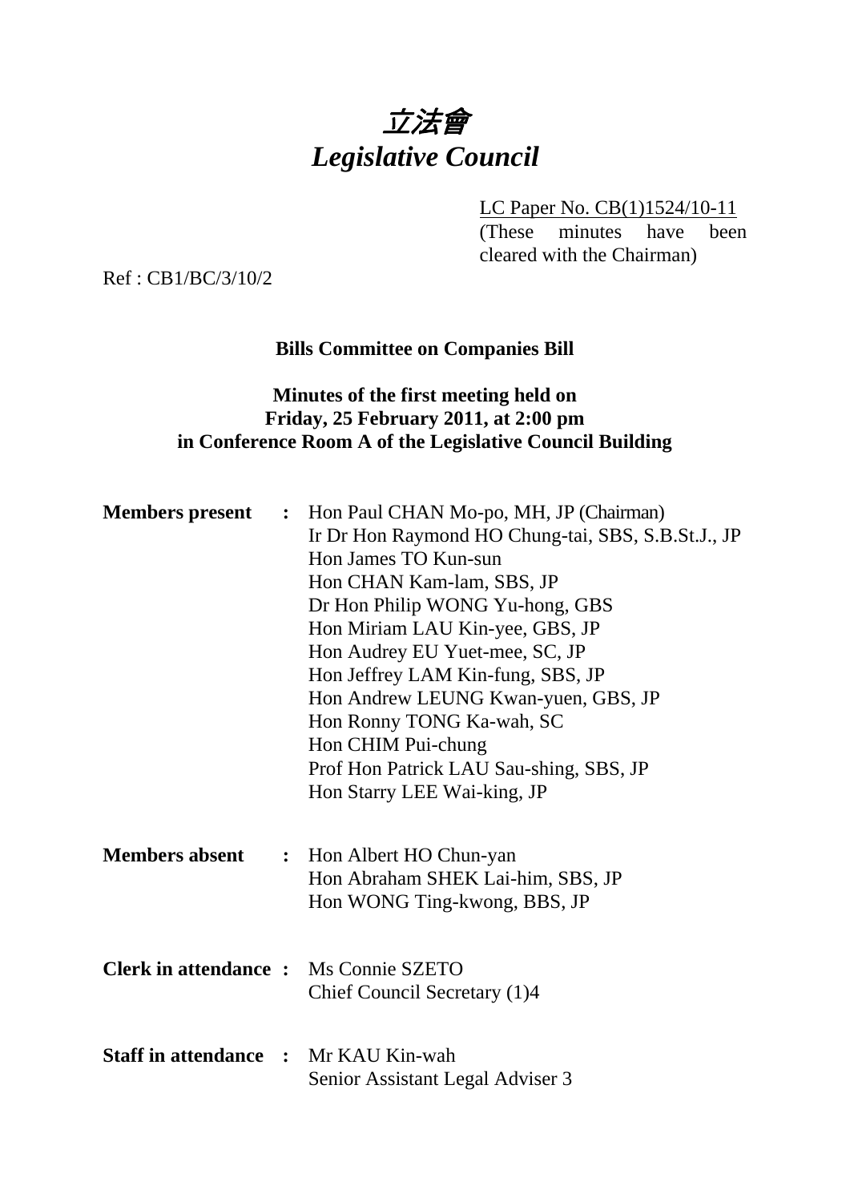# 立法會
# *Legislative Council*

LC Paper No. CB(1)1524/10-11
(These minutes have been cleared with the Chairman)

Ref : CB1/BC/3/10/2

## Bills Committee on Companies Bill

### Minutes of the first meeting held on Friday, 25 February 2011, at 2:00 pm in Conference Room A of the Legislative Council Building

**Members present :** Hon Paul CHAN Mo-po, MH, JP (Chairman)
Ir Dr Hon Raymond HO Chung-tai, SBS, S.B.St.J., JP
Hon James TO Kun-sun
Hon CHAN Kam-lam, SBS, JP
Dr Hon Philip WONG Yu-hong, GBS
Hon Miriam LAU Kin-yee, GBS, JP
Hon Audrey EU Yuet-mee, SC, JP
Hon Jeffrey LAM Kin-fung, SBS, JP
Hon Andrew LEUNG Kwan-yuen, GBS, JP
Hon Ronny TONG Ka-wah, SC
Hon CHIM Pui-chung
Prof Hon Patrick LAU Sau-shing, SBS, JP
Hon Starry LEE Wai-king, JP

**Members absent :** Hon Albert HO Chun-yan
Hon Abraham SHEK Lai-him, SBS, JP
Hon WONG Ting-kwong, BBS, JP

**Clerk in attendance :** Ms Connie SZETO
Chief Council Secretary (1)4

**Staff in attendance :** Mr KAU Kin-wah
Senior Assistant Legal Adviser 3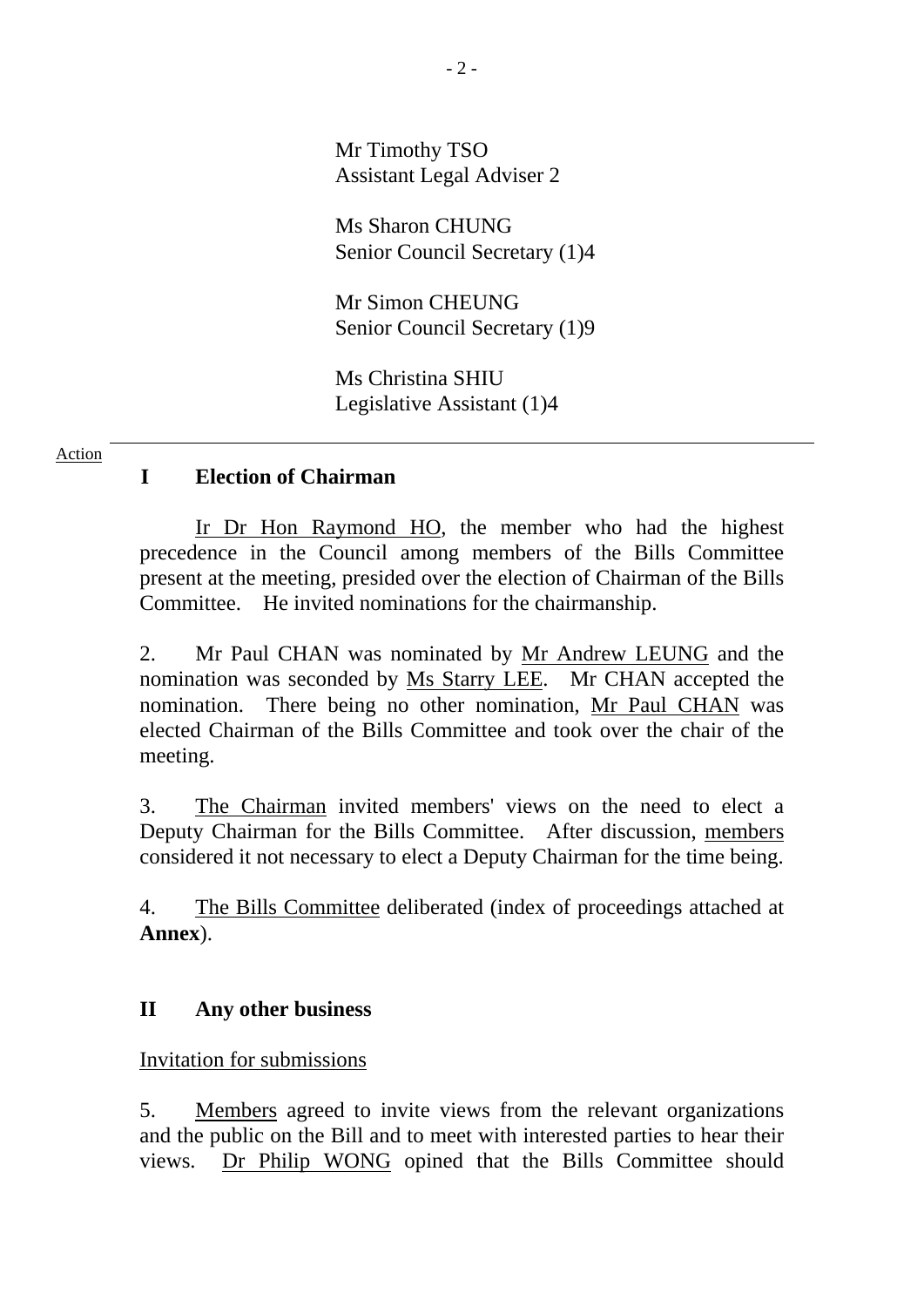Mr Timothy TSO
Assistant Legal Adviser 2

Ms Sharon CHUNG
Senior Council Secretary (1)4

Mr Simon CHEUNG
Senior Council Secretary (1)9

Ms Christina SHIU
Legislative Assistant (1)4

---

Action

## I Election of Chairman

Ir Dr Hon Raymond HO, the member who had the highest precedence in the Council among members of the Bills Committee present at the meeting, presided over the election of Chairman of the Bills Committee. He invited nominations for the chairmanship.

2. Mr Paul CHAN was nominated by Mr Andrew LEUNG and the nomination was seconded by Ms Starry LEE. Mr CHAN accepted the nomination. There being no other nomination, Mr Paul CHAN was elected Chairman of the Bills Committee and took over the chair of the meeting.

3. The Chairman invited members' views on the need to elect a Deputy Chairman for the Bills Committee. After discussion, members considered it not necessary to elect a Deputy Chairman for the time being.

4. The Bills Committee deliberated (index of proceedings attached at **Annex**).

## II Any other business

Invitation for submissions

5. Members agreed to invite views from the relevant organizations and the public on the Bill and to meet with interested parties to hear their views. Dr Philip WONG opined that the Bills Committee should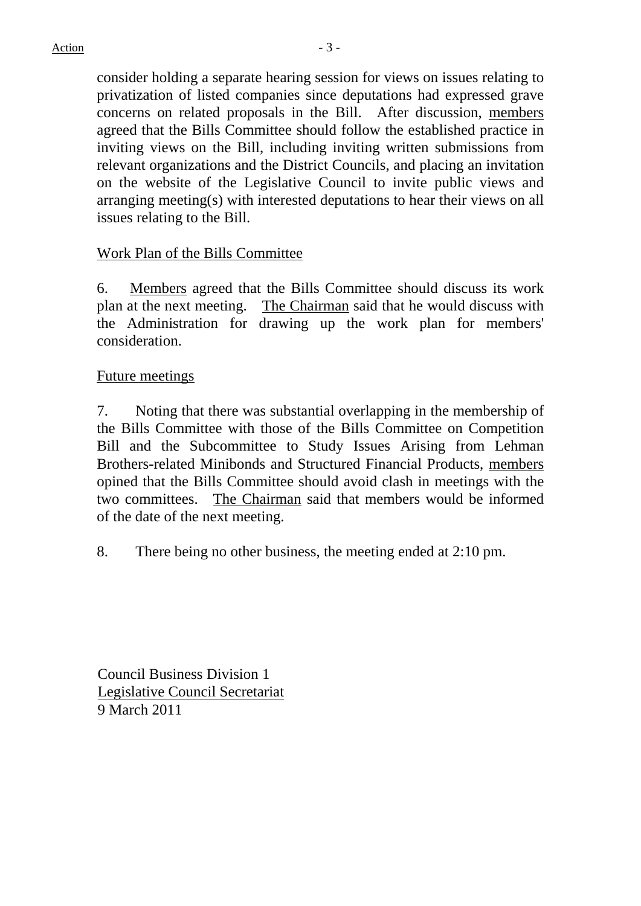consider holding a separate hearing session for views on issues relating to privatization of listed companies since deputations had expressed grave concerns on related proposals in the Bill. After discussion, members agreed that the Bills Committee should follow the established practice in inviting views on the Bill, including inviting written submissions from relevant organizations and the District Councils, and placing an invitation on the website of the Legislative Council to invite public views and arranging meeting(s) with interested deputations to hear their views on all issues relating to the Bill.

## Work Plan of the Bills Committee

6. Members agreed that the Bills Committee should discuss its work plan at the next meeting. The Chairman said that he would discuss with the Administration for drawing up the work plan for members' consideration.

## Future meetings

7. Noting that there was substantial overlapping in the membership of the Bills Committee with those of the Bills Committee on Competition Bill and the Subcommittee to Study Issues Arising from Lehman Brothers-related Minibonds and Structured Financial Products, members opined that the Bills Committee should avoid clash in meetings with the two committees. The Chairman said that members would be informed of the date of the next meeting.

8. There being no other business, the meeting ended at 2:10 pm.

Council Business Division 1
Legislative Council Secretariat
9 March 2011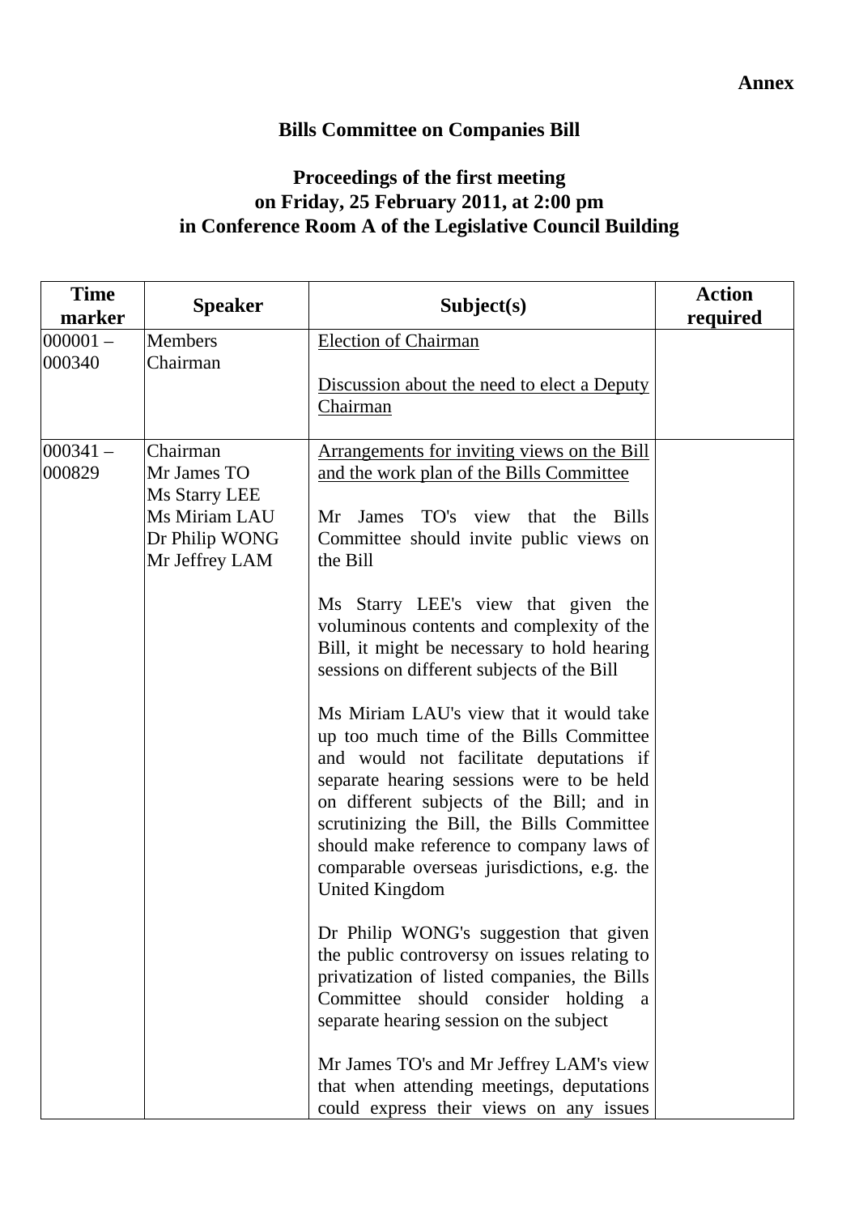**Annex**

## Bills Committee on Companies Bill

### Proceedings of the first meeting on Friday, 25 February 2011, at 2:00 pm in Conference Room A of the Legislative Council Building

| Time marker | Speaker | Subject(s) | Action required |
|---|---|---|---|
| 000001 – 000340 | Members<br>Chairman | <u>Election of Chairman</u><br><br><u>Discussion about the need to elect a Deputy Chairman</u> | |
| 000341 – 000829 | Chairman<br>Mr James TO<br>Ms Starry LEE<br>Ms Miriam LAU<br>Dr Philip WONG<br>Mr Jeffrey LAM | <u>Arrangements for inviting views on the Bill and the work plan of the Bills Committee</u><br><br>Mr James TO's view that the Bills Committee should invite public views on the Bill<br><br>Ms Starry LEE's view that given the voluminous contents and complexity of the Bill, it might be necessary to hold hearing sessions on different subjects of the Bill<br><br>Ms Miriam LAU's view that it would take up too much time of the Bills Committee and would not facilitate deputations if separate hearing sessions were to be held on different subjects of the Bill; and in scrutinizing the Bill, the Bills Committee should make reference to company laws of comparable overseas jurisdictions, e.g. the United Kingdom<br><br>Dr Philip WONG's suggestion that given the public controversy on issues relating to privatization of listed companies, the Bills Committee should consider holding a separate hearing session on the subject<br><br>Mr James TO's and Mr Jeffrey LAM's view that when attending meetings, deputations could express their views on any issues | |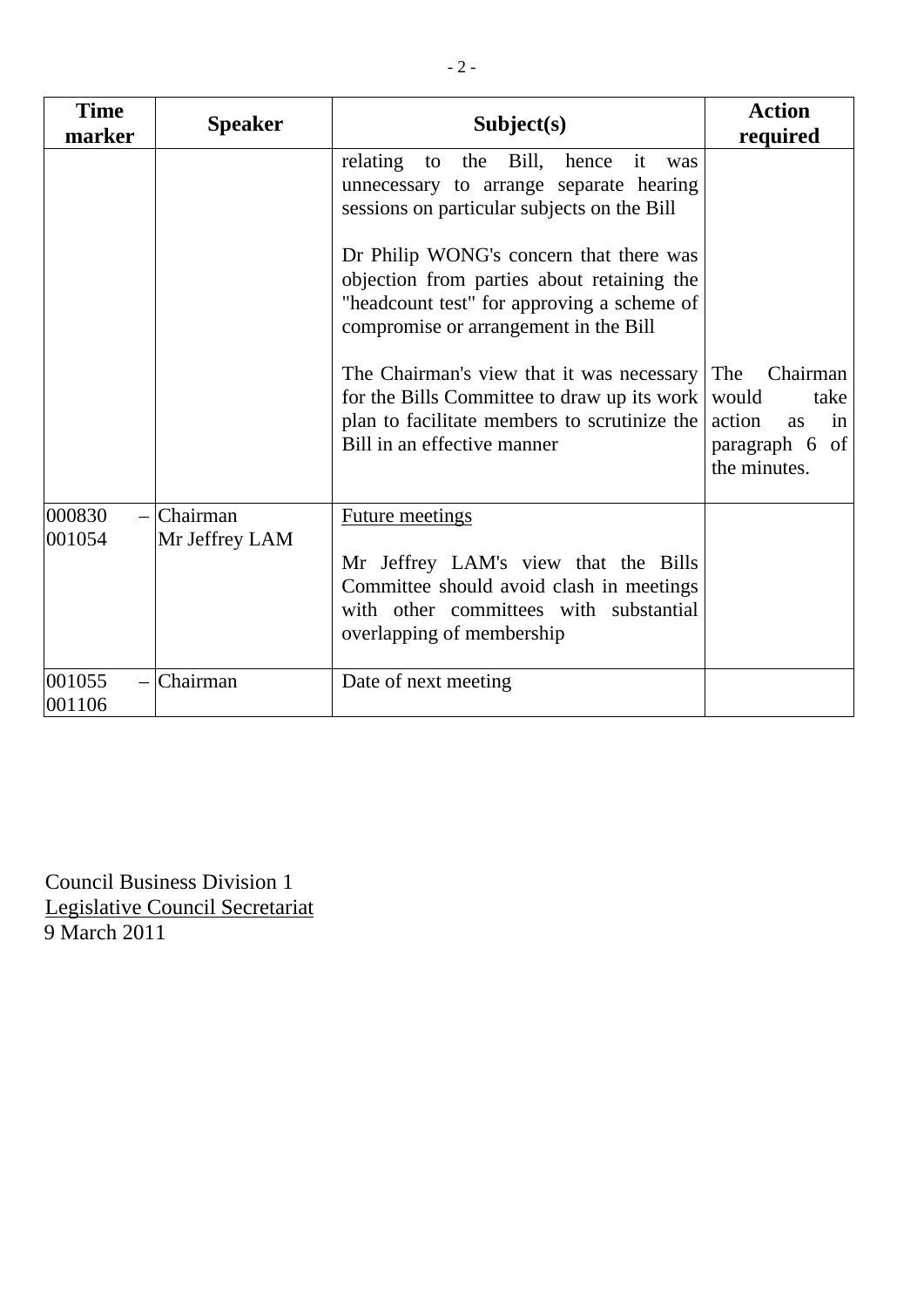| Time marker | Speaker | Subject(s) | Action required |
|---|---|---|---|
| | | relating to the Bill, hence it was unnecessary to arrange separate hearing sessions on particular subjects on the Bill<br><br>Dr Philip WONG's concern that there was objection from parties about retaining the "headcount test" for approving a scheme of compromise or arrangement in the Bill<br><br>The Chairman's view that it was necessary for the Bills Committee to draw up its work plan to facilitate members to scrutinize the Bill in an effective manner | The Chairman would take action as in paragraph 6 of the minutes. |
| 000830 – 001054 | Chairman<br>Mr Jeffrey LAM | Future meetings<br><br>Mr Jeffrey LAM's view that the Bills Committee should avoid clash in meetings with other committees with substantial overlapping of membership | |
| 001055 – 001106 | Chairman | Date of next meeting | |

Council Business Division 1
Legislative Council Secretariat
9 March 2011